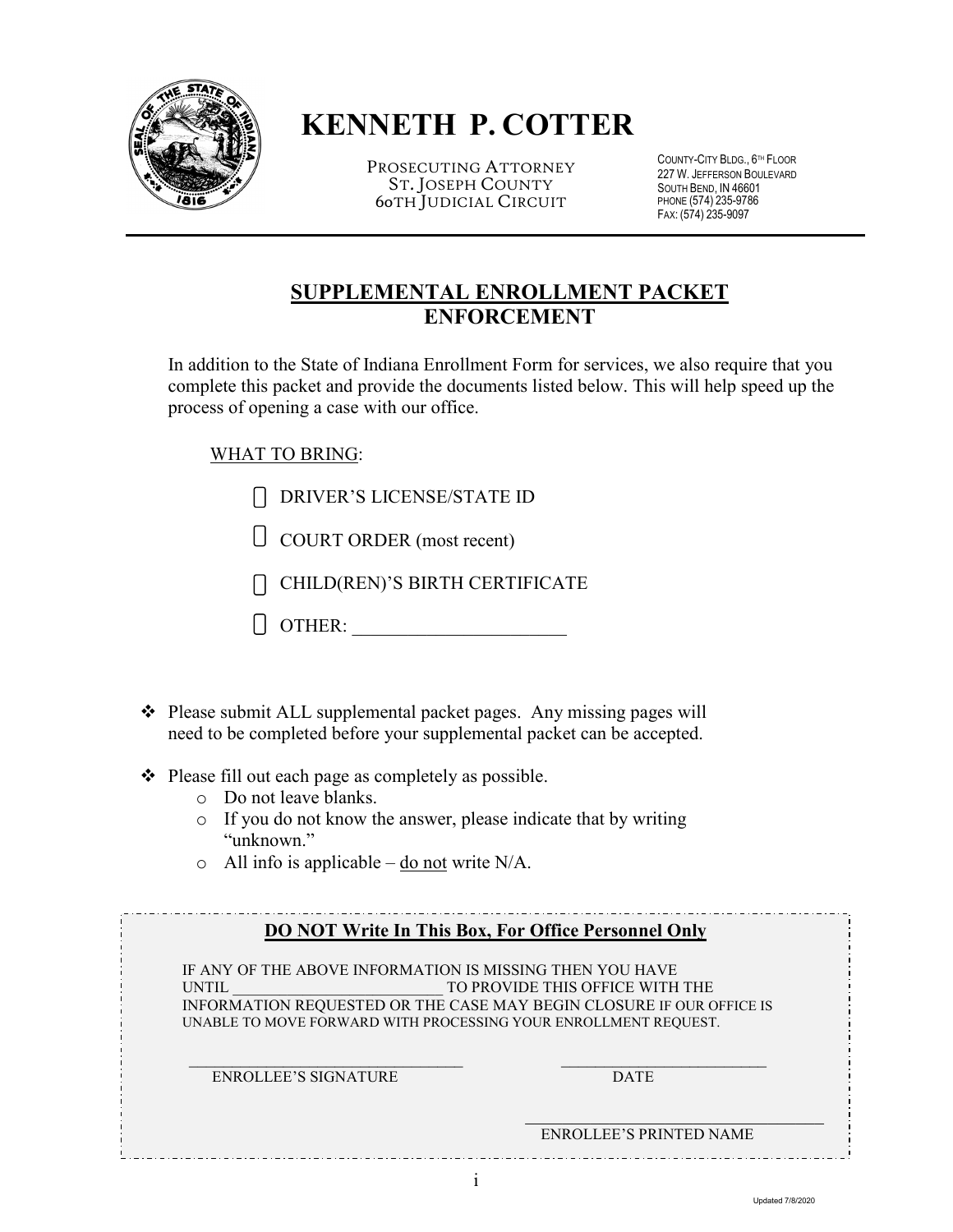# KENNETH P. COTTER

PROSECUTING ATTORNEY
ST. JOSEPH COUNTY
60TH JUDICIAL CIRCUIT

COUNTY-CITY BLDG., 6TH FLOOR
227 W. JEFFERSON BOULEVARD
SOUTH BEND, IN 46601
PHONE (574) 235-9786
FAX: (574) 235-9097

---

## SUPPLEMENTAL ENROLLMENT PACKET
## ENFORCEMENT

In addition to the State of Indiana Enrollment Form for services, we also require that you complete this packet and provide the documents listed below. This will help speed up the process of opening a case with our office.

WHAT TO BRING:

- ☐ DRIVER'S LICENSE/STATE ID
- ☐ COURT ORDER (most recent)
- ☐ CHILD(REN)'S BIRTH CERTIFICATE
- ☐ OTHER: ______________________

- Please submit ALL supplemental packet pages. Any missing pages will need to be completed before your supplemental packet can be accepted.
- Please fill out each page as completely as possible.
  - Do not leave blanks.
  - If you do not know the answer, please indicate that by writing "unknown."
  - All info is applicable – do not write N/A.

---

**DO NOT Write In This Box, For Office Personnel Only**

IF ANY OF THE ABOVE INFORMATION IS MISSING THEN YOU HAVE UNTIL _________________________ TO PROVIDE THIS OFFICE WITH THE INFORMATION REQUESTED OR THE CASE MAY BEGIN CLOSURE IF OUR OFFICE IS UNABLE TO MOVE FORWARD WITH PROCESSING YOUR ENROLLMENT REQUEST.

_________________________________ ENROLLEE'S SIGNATURE

_________________________ DATE

___________________________________ ENROLLEE'S PRINTED NAME

---

Updated 7/8/2020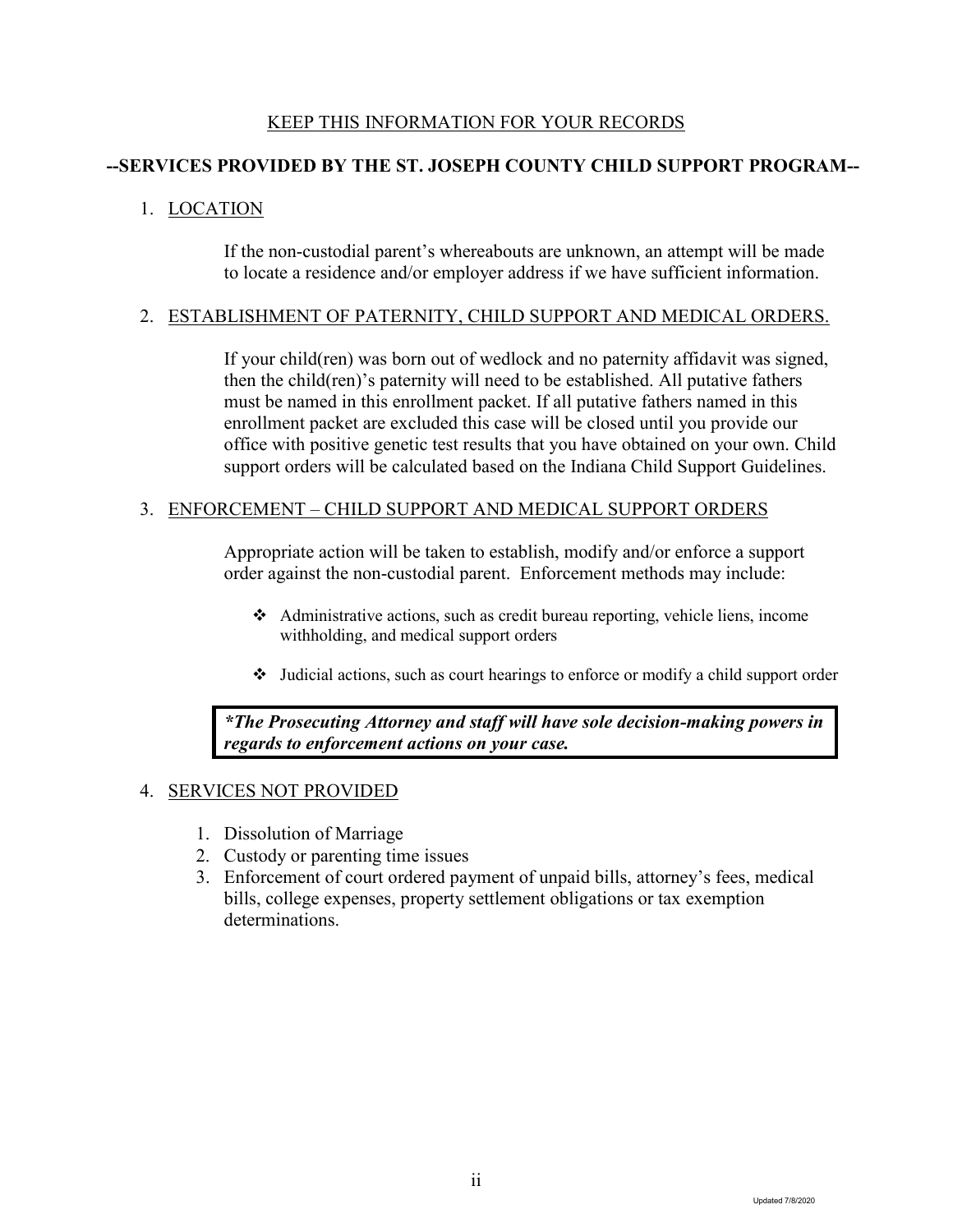KEEP THIS INFORMATION FOR YOUR RECORDS

## --SERVICES PROVIDED BY THE ST. JOSEPH COUNTY CHILD SUPPORT PROGRAM--

1. LOCATION

   If the non-custodial parent's whereabouts are unknown, an attempt will be made to locate a residence and/or employer address if we have sufficient information.

2. ESTABLISHMENT OF PATERNITY, CHILD SUPPORT AND MEDICAL ORDERS.

   If your child(ren) was born out of wedlock and no paternity affidavit was signed, then the child(ren)'s paternity will need to be established. All putative fathers must be named in this enrollment packet. If all putative fathers named in this enrollment packet are excluded this case will be closed until you provide our office with positive genetic test results that you have obtained on your own. Child support orders will be calculated based on the Indiana Child Support Guidelines.

3. ENFORCEMENT – CHILD SUPPORT AND MEDICAL SUPPORT ORDERS

   Appropriate action will be taken to establish, modify and/or enforce a support order against the non-custodial parent. Enforcement methods may include:

   - Administrative actions, such as credit bureau reporting, vehicle liens, income withholding, and medical support orders
   - Judicial actions, such as court hearings to enforce or modify a child support order

   ***The Prosecuting Attorney and staff will have sole decision-making powers in regards to enforcement actions on your case.***

4. SERVICES NOT PROVIDED

   1. Dissolution of Marriage
   2. Custody or parenting time issues
   3. Enforcement of court ordered payment of unpaid bills, attorney's fees, medical bills, college expenses, property settlement obligations or tax exemption determinations.

Updated 7/8/2020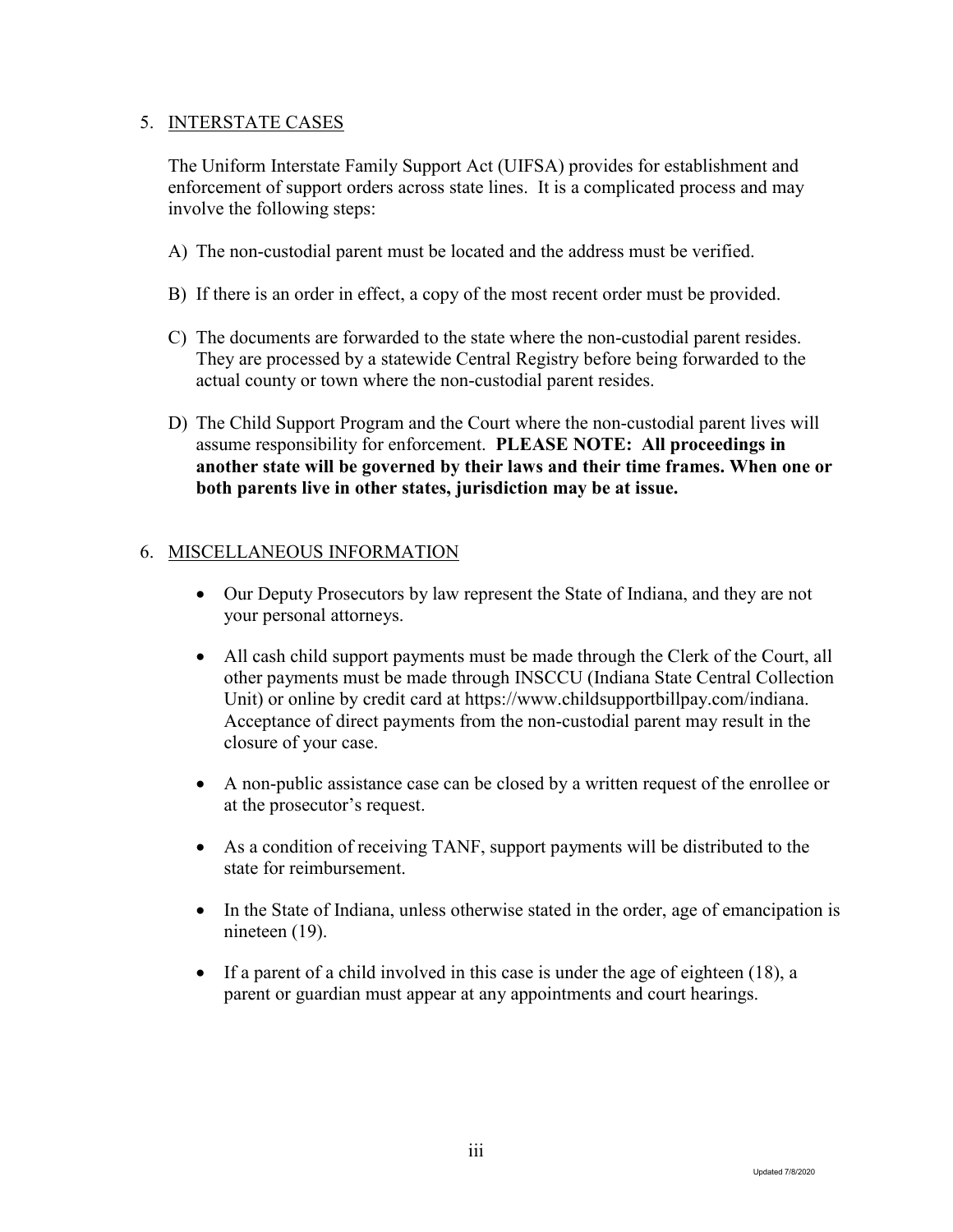## 5. INTERSTATE CASES

The Uniform Interstate Family Support Act (UIFSA) provides for establishment and enforcement of support orders across state lines. It is a complicated process and may involve the following steps:

A) The non-custodial parent must be located and the address must be verified.

B) If there is an order in effect, a copy of the most recent order must be provided.

C) The documents are forwarded to the state where the non-custodial parent resides. They are processed by a statewide Central Registry before being forwarded to the actual county or town where the non-custodial parent resides.

D) The Child Support Program and the Court where the non-custodial parent lives will assume responsibility for enforcement. **PLEASE NOTE: All proceedings in another state will be governed by their laws and their time frames. When one or both parents live in other states, jurisdiction may be at issue.**

## 6. MISCELLANEOUS INFORMATION

- Our Deputy Prosecutors by law represent the State of Indiana, and they are not your personal attorneys.
- All cash child support payments must be made through the Clerk of the Court, all other payments must be made through INSCCU (Indiana State Central Collection Unit) or online by credit card at https://www.childsupportbillpay.com/indiana. Acceptance of direct payments from the non-custodial parent may result in the closure of your case.
- A non-public assistance case can be closed by a written request of the enrollee or at the prosecutor's request.
- As a condition of receiving TANF, support payments will be distributed to the state for reimbursement.
- In the State of Indiana, unless otherwise stated in the order, age of emancipation is nineteen (19).
- If a parent of a child involved in this case is under the age of eighteen (18), a parent or guardian must appear at any appointments and court hearings.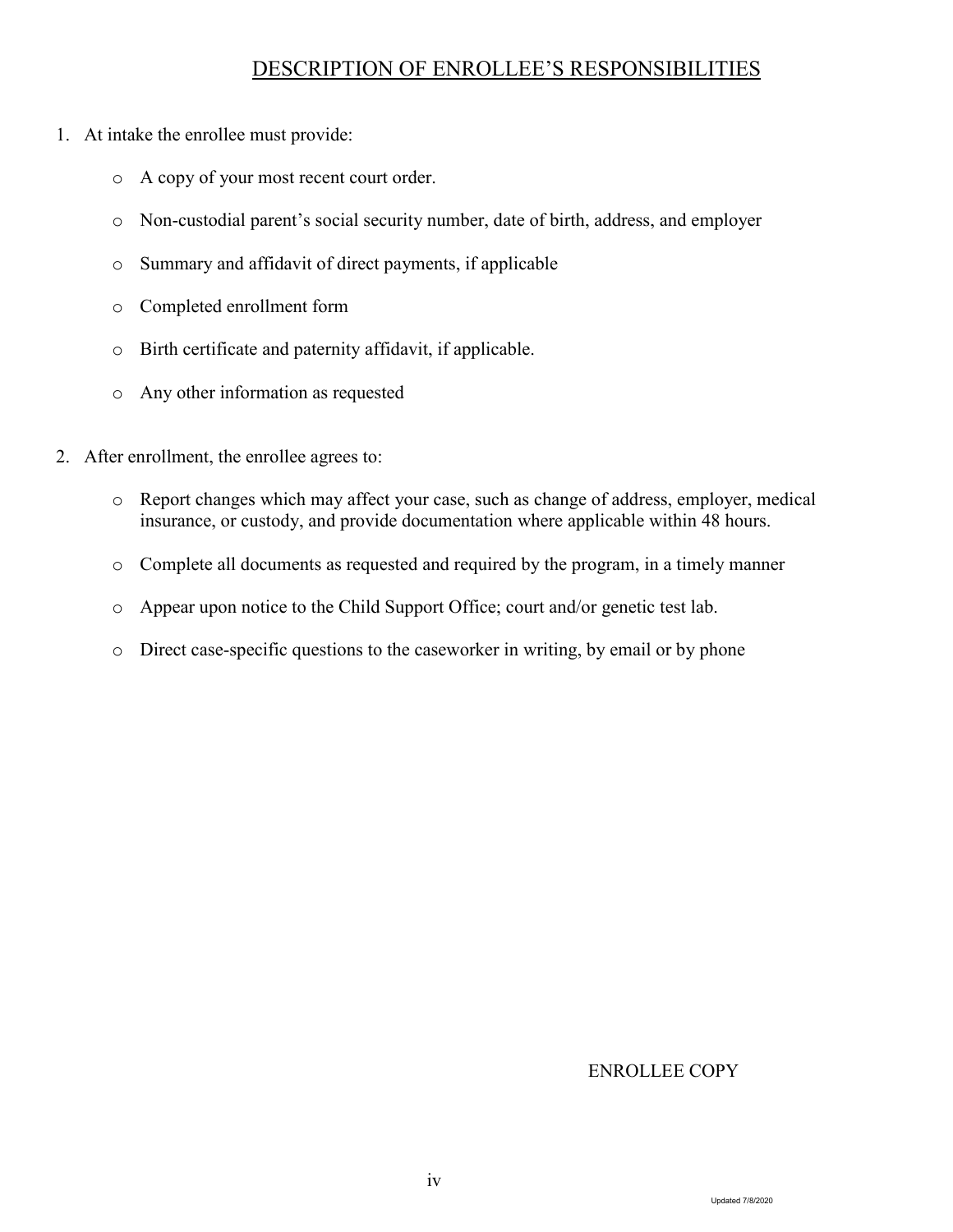# DESCRIPTION OF ENROLLEE'S RESPONSIBILITIES

1. At intake the enrollee must provide:

   - A copy of your most recent court order.
   - Non-custodial parent's social security number, date of birth, address, and employer
   - Summary and affidavit of direct payments, if applicable
   - Completed enrollment form
   - Birth certificate and paternity affidavit, if applicable.
   - Any other information as requested

2. After enrollment, the enrollee agrees to:

   - Report changes which may affect your case, such as change of address, employer, medical insurance, or custody, and provide documentation where applicable within 48 hours.
   - Complete all documents as requested and required by the program, in a timely manner
   - Appear upon notice to the Child Support Office; court and/or genetic test lab.
   - Direct case-specific questions to the caseworker in writing, by email or by phone

ENROLLEE COPY

Updated 7/8/2020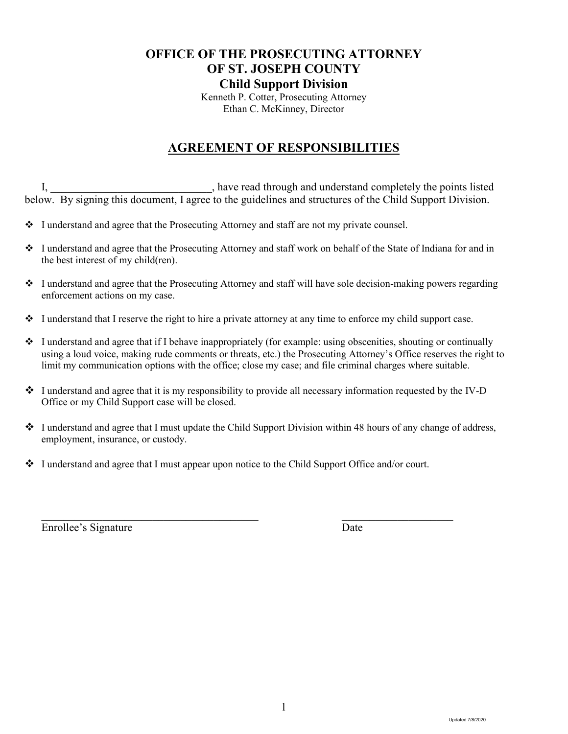**OFFICE OF THE PROSECUTING ATTORNEY**
**OF ST. JOSEPH COUNTY**
**Child Support Division**

Kenneth P. Cotter, Prosecuting Attorney
Ethan C. McKinney, Director

## AGREEMENT OF RESPONSIBILITIES

I, ____________________________, have read through and understand completely the points listed below. By signing this document, I agree to the guidelines and structures of the Child Support Division.

- I understand and agree that the Prosecuting Attorney and staff are not my private counsel.
- I understand and agree that the Prosecuting Attorney and staff work on behalf of the State of Indiana for and in the best interest of my child(ren).
- I understand and agree that the Prosecuting Attorney and staff will have sole decision-making powers regarding enforcement actions on my case.
- I understand that I reserve the right to hire a private attorney at any time to enforce my child support case.
- I understand and agree that if I behave inappropriately (for example: using obscenities, shouting or continually using a loud voice, making rude comments or threats, etc.) the Prosecuting Attorney's Office reserves the right to limit my communication options with the office; close my case; and file criminal charges where suitable.
- I understand and agree that it is my responsibility to provide all necessary information requested by the IV-D Office or my Child Support case will be closed.
- I understand and agree that I must update the Child Support Division within 48 hours of any change of address, employment, insurance, or custody.
- I understand and agree that I must appear upon notice to the Child Support Office and/or court.

________________________________________ ____________________
Enrollee's Signature Date

Updated 7/8/2020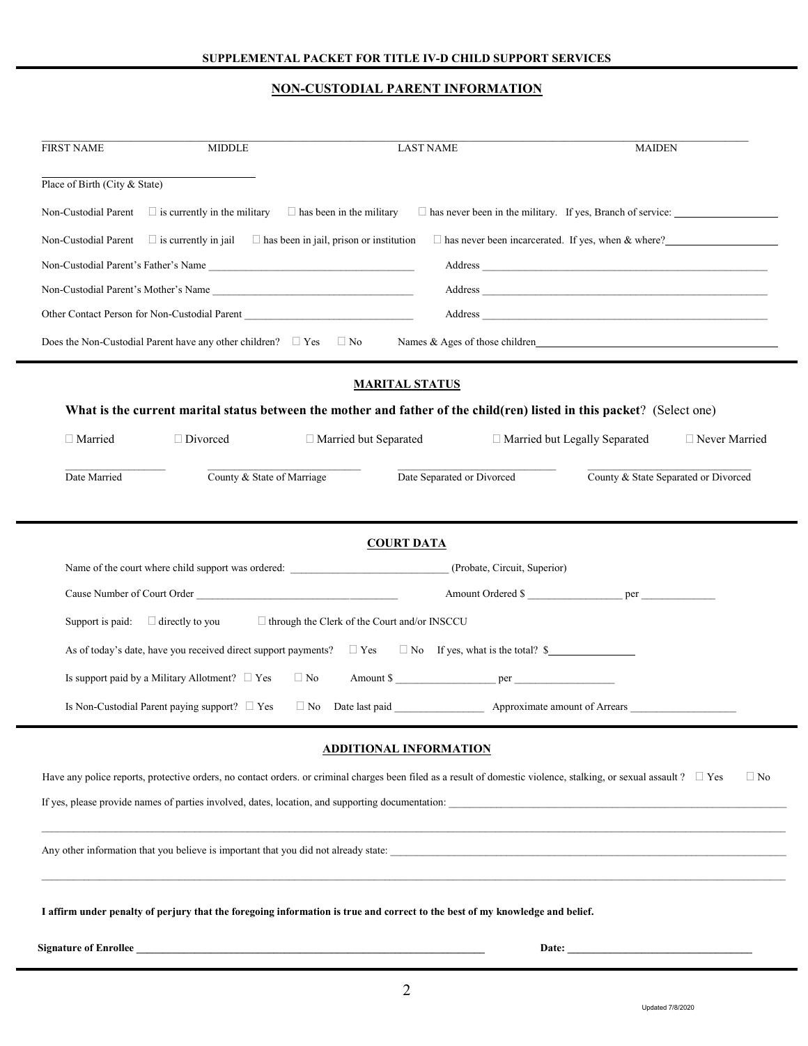SUPPLEMENTAL PACKET FOR TITLE IV-D CHILD SUPPORT SERVICES

## NON-CUSTODIAL PARENT INFORMATION

| FIRST NAME | MIDDLE | LAST NAME | MAIDEN |
|---|---|---|---|
| | | | |

______________________________
Place of Birth (City & State)

Non-Custodial Parent ☐ is currently in the military ☐ has been in the military ☐ has never been in the military. If yes, Branch of service: ____________

Non-Custodial Parent ☐ is currently in jail ☐ has been in jail, prison or institution ☐ has never been incarcerated. If yes, when & where? ____________

Non-Custodial Parent's Father's Name ______________________ Address ______________________

Non-Custodial Parent's Mother's Name ______________________ Address ______________________

Other Contact Person for Non-Custodial Parent ______________________ Address ______________________

Does the Non-Custodial Parent have any other children? ☐ Yes ☐ No Names & Ages of those children ______________________

## MARITAL STATUS

**What is the current marital status between the mother and father of the child(ren) listed in this packet**? (Select one)

☐ Married ☐ Divorced ☐ Married but Separated ☐ Married but Legally Separated ☐ Never Married

| Date Married | County & State of Marriage | Date Separated or Divorced | County & State Separated or Divorced |
|---|---|---|---|
| | | | |

## COURT DATA

Name of the court where child support was ordered: ______________________ (Probate, Circuit, Superior)

Cause Number of Court Order ______________________ Amount Ordered $ ____________ per ____________

Support is paid: ☐ directly to you ☐ through the Clerk of the Court and/or INSCCU

As of today's date, have you received direct support payments? ☐ Yes ☐ No If yes, what is the total? $____________

Is support paid by a Military Allotment? ☐ Yes ☐ No Amount $ ____________ per ____________

Is Non-Custodial Parent paying support? ☐ Yes ☐ No Date last paid ____________ Approximate amount of Arrears ____________

## ADDITIONAL INFORMATION

Have any police reports, protective orders, no contact orders. or criminal charges been filed as a result of domestic violence, stalking, or sexual assault ? ☐ Yes ☐ No

If yes, please provide names of parties involved, dates, location, and supporting documentation: ______________________

______________________________________________________________________________

Any other information that you believe is important that you did not already state: ______________________

______________________________________________________________________________

**I affirm under penalty of perjury that the foregoing information is true and correct to the best of my knowledge and belief.**

**Signature of Enrollee ______________________________ Date: ______________________**

Updated 7/8/2020